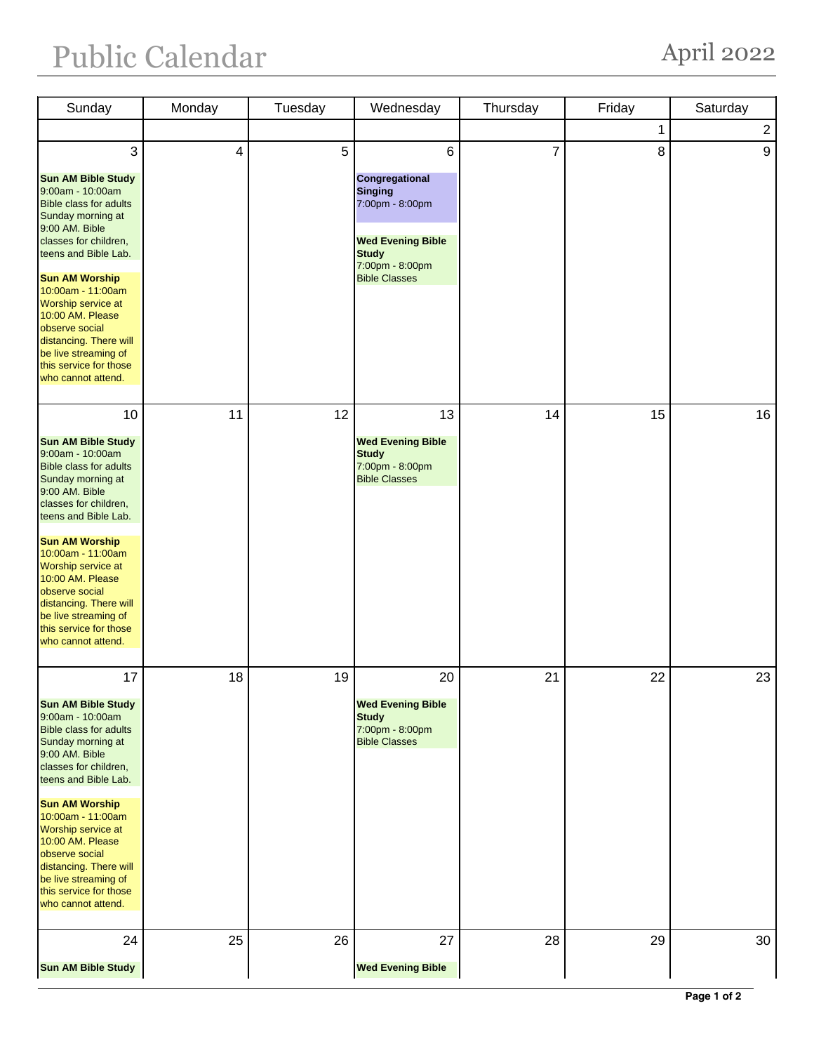# Public Calendar

April 2022

| Sunday | Monday | Tuesday | Wednesday | Thursday | Friday | Saturday |
|---|---|---|---|---|---|---|
| | | | | | 1 | 2 |
| 3<br><br>**Sun AM Bible Study**<br>9:00am - 10:00am<br>Bible class for adults Sunday morning at 9:00 AM. Bible classes for children, teens and Bible Lab.<br><br>**Sun AM Worship**<br>10:00am - 11:00am<br>Worship service at 10:00 AM. Please observe social distancing. There will be live streaming of this service for those who cannot attend. | 4 | 5 | 6<br><br>**Congregational Singing**<br>7:00pm - 8:00pm<br><br>**Wed Evening Bible Study**<br>7:00pm - 8:00pm<br>Bible Classes | 7 | 8 | 9 |
| 10<br><br>**Sun AM Bible Study**<br>9:00am - 10:00am<br>Bible class for adults Sunday morning at 9:00 AM. Bible classes for children, teens and Bible Lab.<br><br>**Sun AM Worship**<br>10:00am - 11:00am<br>Worship service at 10:00 AM. Please observe social distancing. There will be live streaming of this service for those who cannot attend. | 11 | 12 | 13<br><br>**Wed Evening Bible Study**<br>7:00pm - 8:00pm<br>Bible Classes | 14 | 15 | 16 |
| 17<br><br>**Sun AM Bible Study**<br>9:00am - 10:00am<br>Bible class for adults Sunday morning at 9:00 AM. Bible classes for children, teens and Bible Lab.<br><br>**Sun AM Worship**<br>10:00am - 11:00am<br>Worship service at 10:00 AM. Please observe social distancing. There will be live streaming of this service for those who cannot attend. | 18 | 19 | 20<br><br>**Wed Evening Bible Study**<br>7:00pm - 8:00pm<br>Bible Classes | 21 | 22 | 23 |
| 24<br><br>**Sun AM Bible Study** | 25 | 26 | 27<br><br>**Wed Evening Bible** | 28 | 29 | 30 |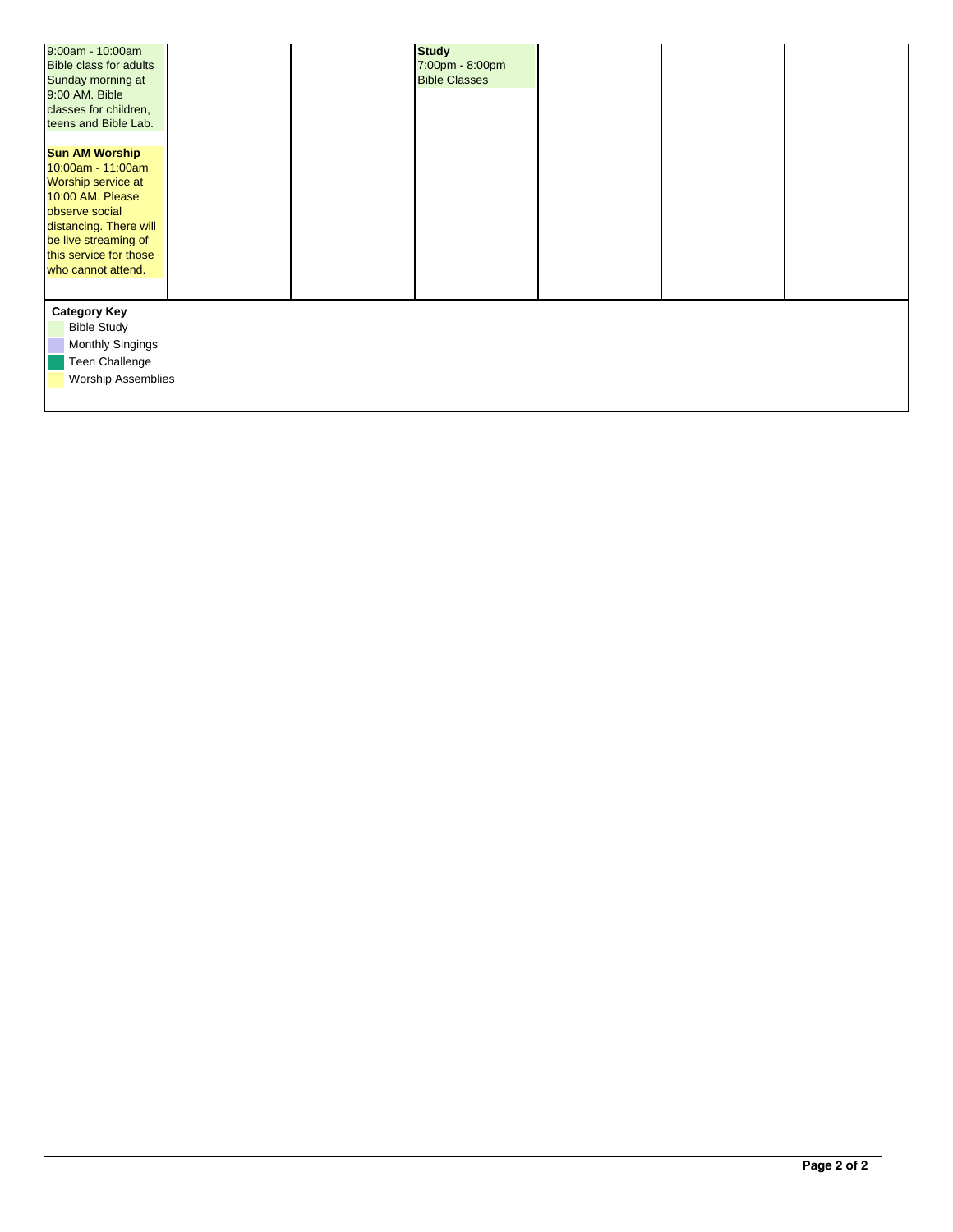| | | | | | | |
|---|---|---|---|---|---|---|
| 9:00am - 10:00am<br>Bible class for adults Sunday morning at 9:00 AM. Bible classes for children, teens and Bible Lab.<br><br>**Sun AM Worship**<br>10:00am - 11:00am<br>Worship service at 10:00 AM. Please observe social distancing. There will be live streaming of this service for those who cannot attend. | | | **Study**<br>7:00pm - 8:00pm<br>Bible Classes | | | |

**Category Key**

- Bible Study
- Monthly Singings
- Teen Challenge
- Worship Assemblies